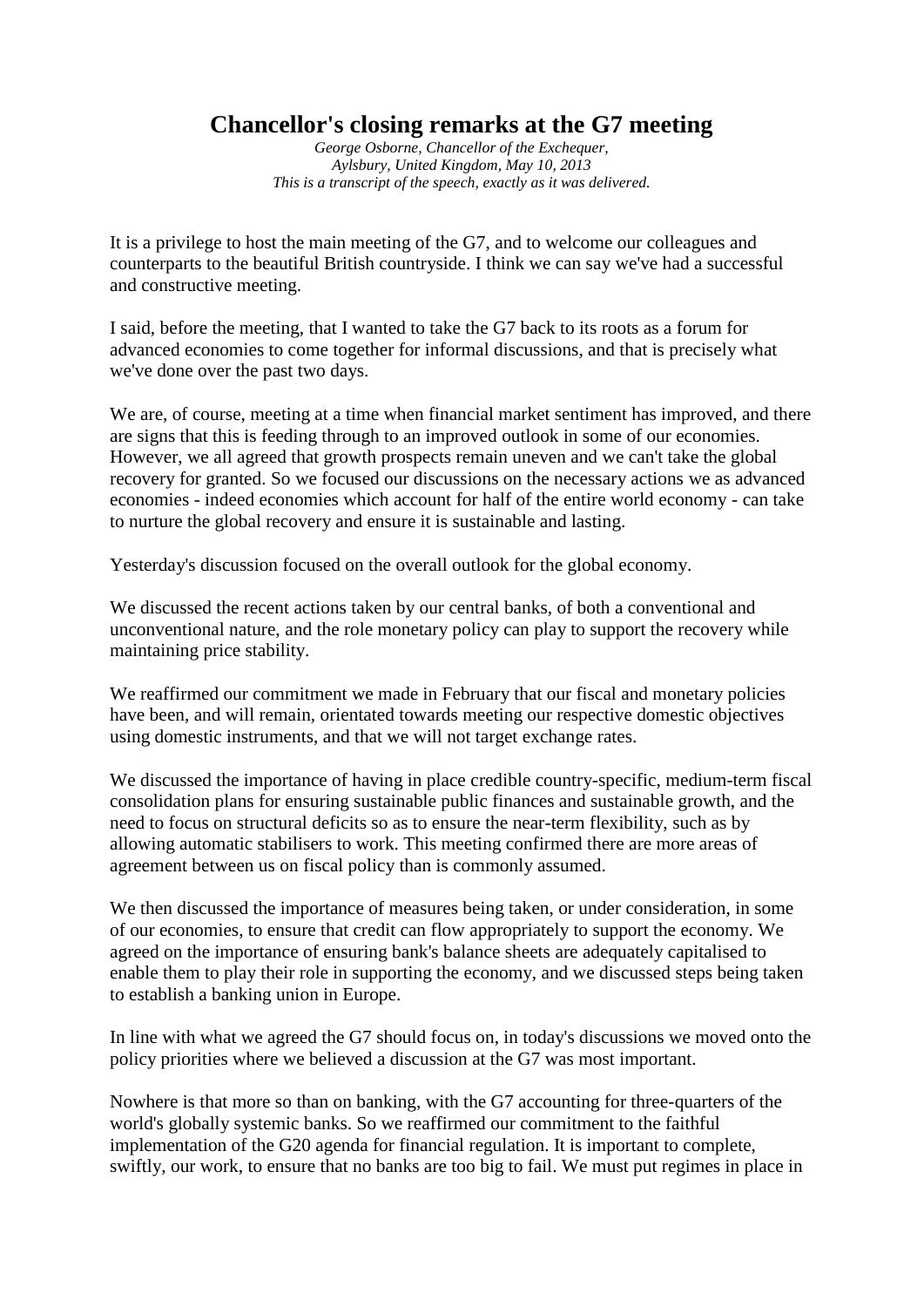# Chancellor's closing remarks at the G7 meeting

*George Osborne, Chancellor of the Exchequer,*
*Aylsbury, United Kingdom, May 10, 2013*
*This is a transcript of the speech, exactly as it was delivered.*

It is a privilege to host the main meeting of the G7, and to welcome our colleagues and counterparts to the beautiful British countryside. I think we can say we've had a successful and constructive meeting.

I said, before the meeting, that I wanted to take the G7 back to its roots as a forum for advanced economies to come together for informal discussions, and that is precisely what we've done over the past two days.

We are, of course, meeting at a time when financial market sentiment has improved, and there are signs that this is feeding through to an improved outlook in some of our economies. However, we all agreed that growth prospects remain uneven and we can't take the global recovery for granted. So we focused our discussions on the necessary actions we as advanced economies - indeed economies which account for half of the entire world economy - can take to nurture the global recovery and ensure it is sustainable and lasting.

Yesterday's discussion focused on the overall outlook for the global economy.

We discussed the recent actions taken by our central banks, of both a conventional and unconventional nature, and the role monetary policy can play to support the recovery while maintaining price stability.

We reaffirmed our commitment we made in February that our fiscal and monetary policies have been, and will remain, orientated towards meeting our respective domestic objectives using domestic instruments, and that we will not target exchange rates.

We discussed the importance of having in place credible country-specific, medium-term fiscal consolidation plans for ensuring sustainable public finances and sustainable growth, and the need to focus on structural deficits so as to ensure the near-term flexibility, such as by allowing automatic stabilisers to work. This meeting confirmed there are more areas of agreement between us on fiscal policy than is commonly assumed.

We then discussed the importance of measures being taken, or under consideration, in some of our economies, to ensure that credit can flow appropriately to support the economy. We agreed on the importance of ensuring bank's balance sheets are adequately capitalised to enable them to play their role in supporting the economy, and we discussed steps being taken to establish a banking union in Europe.

In line with what we agreed the G7 should focus on, in today's discussions we moved onto the policy priorities where we believed a discussion at the G7 was most important.

Nowhere is that more so than on banking, with the G7 accounting for three-quarters of the world's globally systemic banks. So we reaffirmed our commitment to the faithful implementation of the G20 agenda for financial regulation. It is important to complete, swiftly, our work, to ensure that no banks are too big to fail. We must put regimes in place in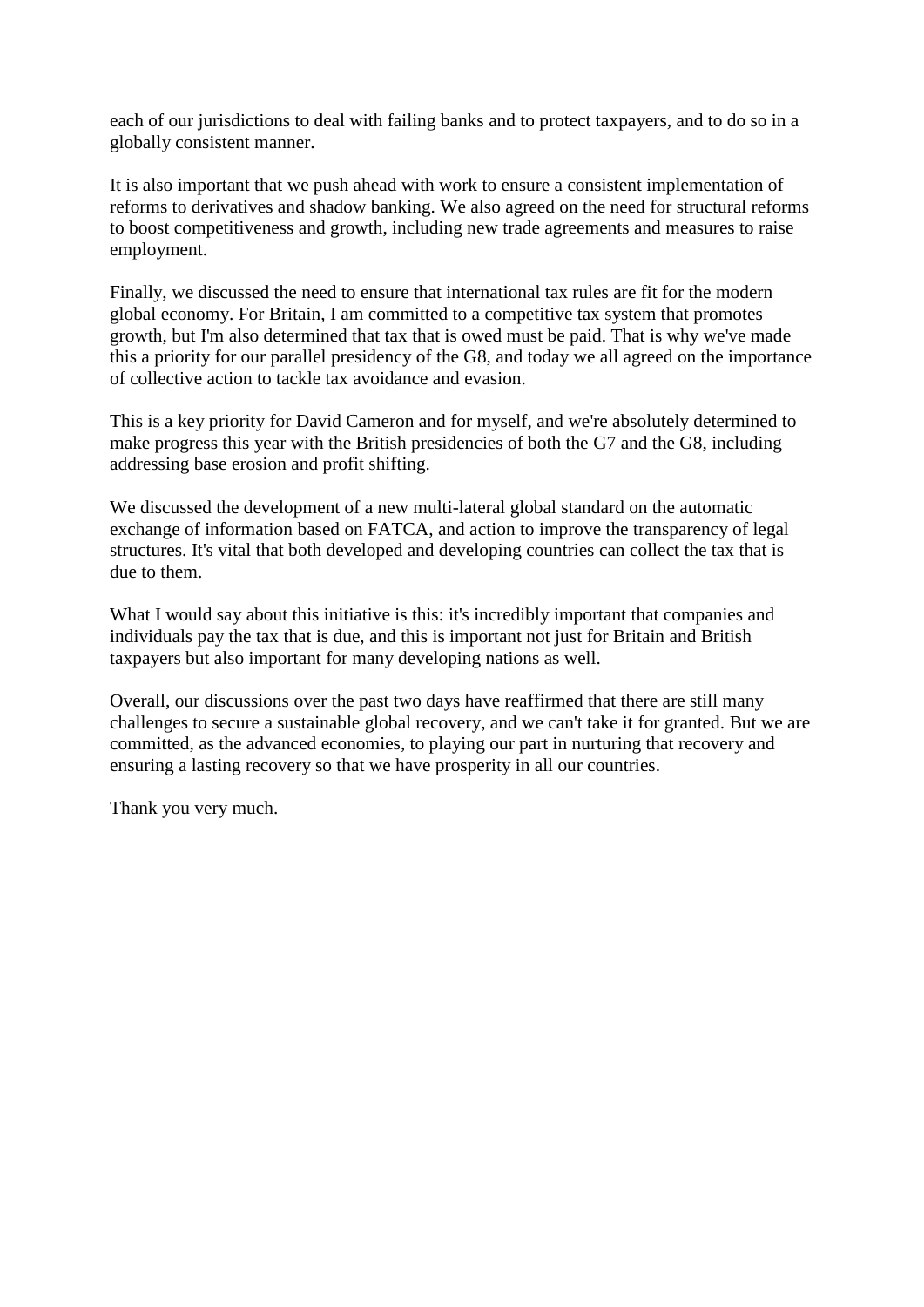each of our jurisdictions to deal with failing banks and to protect taxpayers, and to do so in a globally consistent manner.

It is also important that we push ahead with work to ensure a consistent implementation of reforms to derivatives and shadow banking. We also agreed on the need for structural reforms to boost competitiveness and growth, including new trade agreements and measures to raise employment.

Finally, we discussed the need to ensure that international tax rules are fit for the modern global economy. For Britain, I am committed to a competitive tax system that promotes growth, but I'm also determined that tax that is owed must be paid. That is why we've made this a priority for our parallel presidency of the G8, and today we all agreed on the importance of collective action to tackle tax avoidance and evasion.

This is a key priority for David Cameron and for myself, and we're absolutely determined to make progress this year with the British presidencies of both the G7 and the G8, including addressing base erosion and profit shifting.

We discussed the development of a new multi-lateral global standard on the automatic exchange of information based on FATCA, and action to improve the transparency of legal structures. It's vital that both developed and developing countries can collect the tax that is due to them.

What I would say about this initiative is this: it's incredibly important that companies and individuals pay the tax that is due, and this is important not just for Britain and British taxpayers but also important for many developing nations as well.

Overall, our discussions over the past two days have reaffirmed that there are still many challenges to secure a sustainable global recovery, and we can't take it for granted. But we are committed, as the advanced economies, to playing our part in nurturing that recovery and ensuring a lasting recovery so that we have prosperity in all our countries.

Thank you very much.